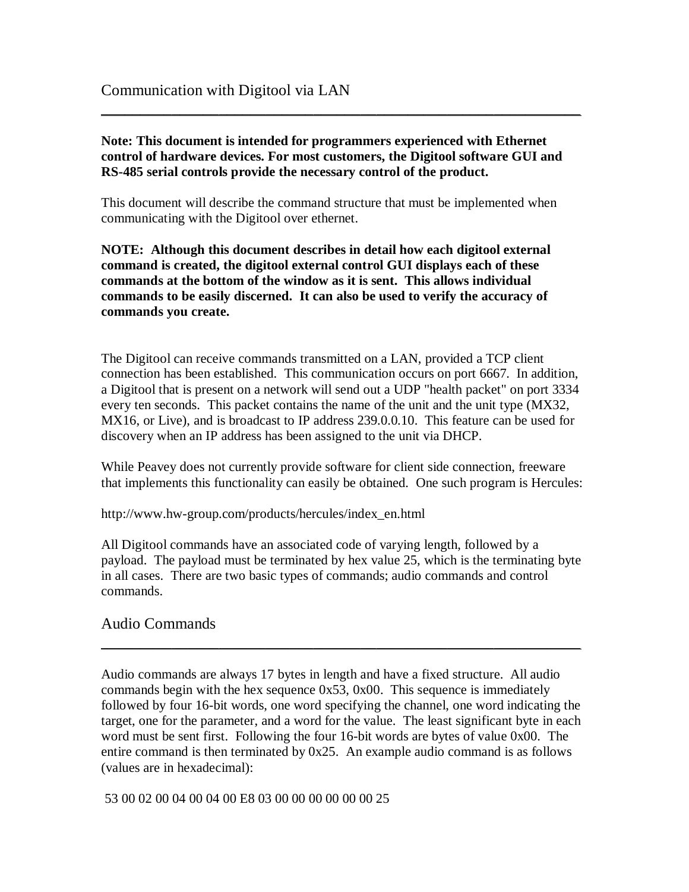# Communication with Digitool via LAN

**Note: This document is intended for programmers experienced with Ethernet control of hardware devices. For most customers, the Digitool software GUI and RS-485 serial controls provide the necessary control of the product.**

This document will describe the command structure that must be implemented when communicating with the Digitool over ethernet.

**NOTE: Although this document describes in detail how each digitool external command is created, the digitool external control GUI displays each of these commands at the bottom of the window as it is sent. This allows individual commands to be easily discerned. It can also be used to verify the accuracy of commands you create.**

The Digitool can receive commands transmitted on a LAN, provided a TCP client connection has been established. This communication occurs on port 6667. In addition, a Digitool that is present on a network will send out a UDP "health packet" on port 3334 every ten seconds. This packet contains the name of the unit and the unit type (MX32, MX16, or Live), and is broadcast to IP address 239.0.0.10. This feature can be used for discovery when an IP address has been assigned to the unit via DHCP.

While Peavey does not currently provide software for client side connection, freeware that implements this functionality can easily be obtained. One such program is Hercules:

http://www.hw-group.com/products/hercules/index_en.html

All Digitool commands have an associated code of varying length, followed by a payload. The payload must be terminated by hex value 25, which is the terminating byte in all cases. There are two basic types of commands; audio commands and control commands.

## Audio Commands

Audio commands are always 17 bytes in length and have a fixed structure. All audio commands begin with the hex sequence 0x53, 0x00. This sequence is immediately followed by four 16-bit words, one word specifying the channel, one word indicating the target, one for the parameter, and a word for the value. The least significant byte in each word must be sent first. Following the four 16-bit words are bytes of value 0x00. The entire command is then terminated by 0x25. An example audio command is as follows (values are in hexadecimal):

```
53 00 02 00 04 00 04 00 E8 03 00 00 00 00 00 00 25
```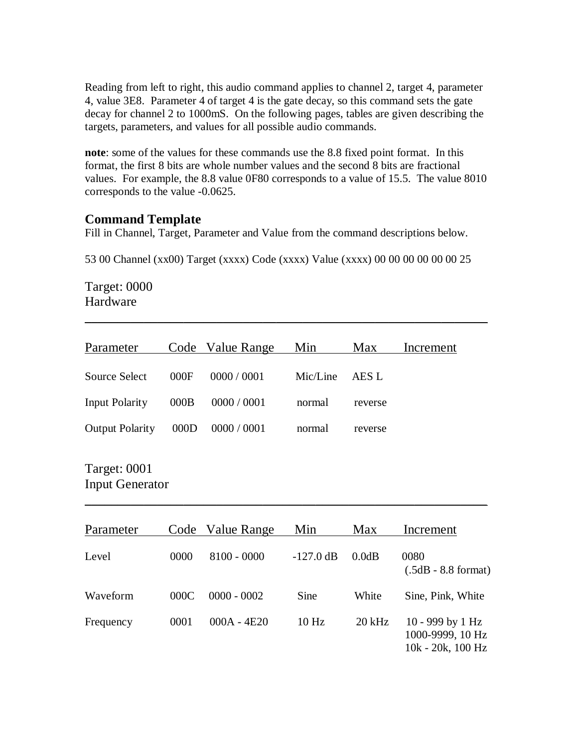Reading from left to right, this audio command applies to channel 2, target 4, parameter 4, value 3E8. Parameter 4 of target 4 is the gate decay, so this command sets the gate decay for channel 2 to 1000mS. On the following pages, tables are given describing the targets, parameters, and values for all possible audio commands.

**note**: some of the values for these commands use the 8.8 fixed point format. In this format, the first 8 bits are whole number values and the second 8 bits are fractional values. For example, the 8.8 value 0F80 corresponds to a value of 15.5. The value 8010 corresponds to the value -0.0625.

## Command Template

Fill in Channel, Target, Parameter and Value from the command descriptions below.

53 00 Channel (xx00) Target (xxxx) Code (xxxx) Value (xxxx) 00 00 00 00 00 00 25

### Target: 0000
### Hardware

| Parameter | Code | Value Range | Min | Max | Increment |
|---|---|---|---|---|---|
| Source Select | 000F | 0000 / 0001 | Mic/Line | AES L | |
| Input Polarity | 000B | 0000 / 0001 | normal | reverse | |
| Output Polarity | 000D | 0000 / 0001 | normal | reverse | |

### Target: 0001
### Input Generator

| Parameter | Code | Value Range | Min | Max | Increment |
|---|---|---|---|---|---|
| Level | 0000 | 8100 - 0000 | -127.0 dB | 0.0dB | 0080 (.5dB - 8.8 format) |
| Waveform | 000C | 0000 - 0002 | Sine | White | Sine, Pink, White |
| Frequency | 0001 | 000A - 4E20 | 10 Hz | 20 kHz | 10 - 999 by 1 Hz<br>1000-9999, 10 Hz<br>10k - 20k, 100 Hz |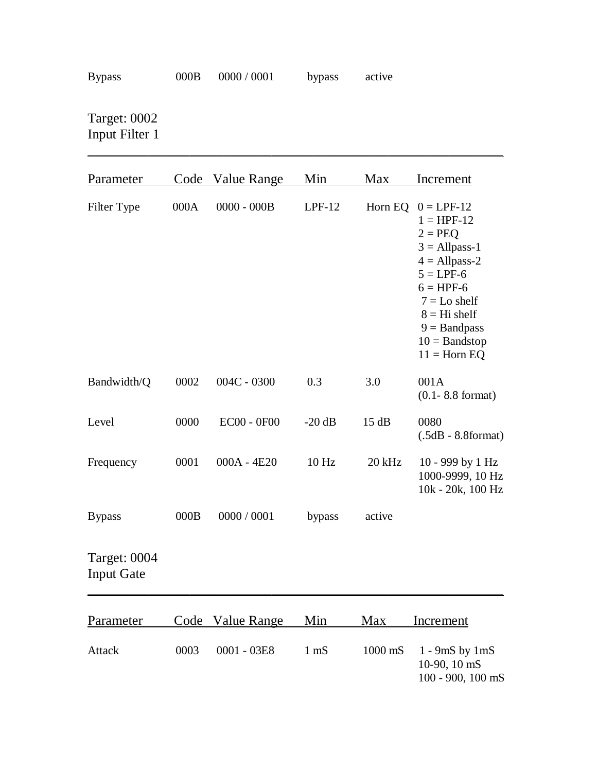| Bypass | 000B | 0000 / 0001 | bypass | active | |
|---|---|---|---|---|---|

Target: 0002
Input Filter 1

| Parameter | Code | Value Range | Min | Max | Increment |
|---|---|---|---|---|---|
| Filter Type | 000A | 0000 - 000B | LPF-12 | Horn EQ | 0 = LPF-12<br>1 = HPF-12<br>2 = PEQ<br>3 = Allpass-1<br>4 = Allpass-2<br>5 = LPF-6<br>6 = HPF-6<br>7 = Lo shelf<br>8 = Hi shelf<br>9 = Bandpass<br>10 = Bandstop<br>11 = Horn EQ |
| Bandwidth/Q | 0002 | 004C - 0300 | 0.3 | 3.0 | 001A<br>(0.1- 8.8 format) |
| Level | 0000 | EC00 - 0F00 | -20 dB | 15 dB | 0080<br>(.5dB - 8.8format) |
| Frequency | 0001 | 000A - 4E20 | 10 Hz | 20 kHz | 10 - 999 by 1 Hz<br>1000-9999, 10 Hz<br>10k - 20k, 100 Hz |
| Bypass | 000B | 0000 / 0001 | bypass | active | |

Target: 0004
Input Gate

| Parameter | Code | Value Range | Min | Max | Increment |
|---|---|---|---|---|---|
| Attack | 0003 | 0001 - 03E8 | 1 mS | 1000 mS | 1 - 9mS by 1mS<br>10-90, 10 mS<br>100 - 900, 100 mS |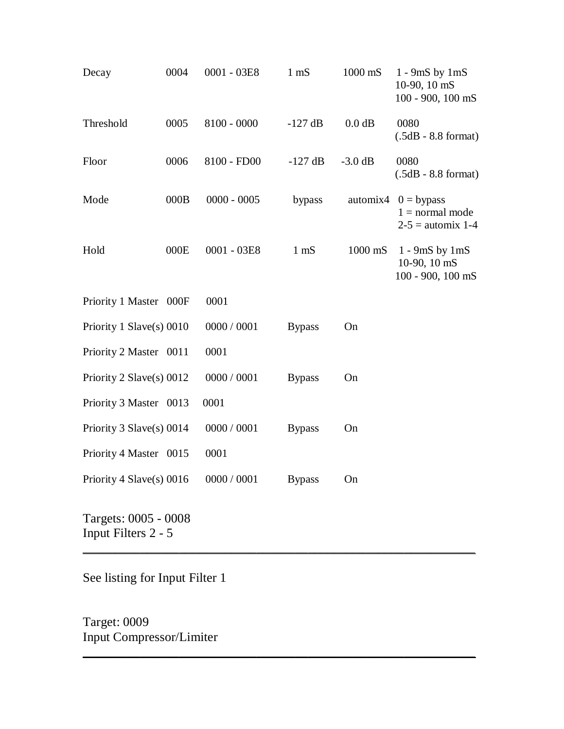| | | | | | |
|---|---|---|---|---|---|
| Decay | 0004 | 0001 - 03E8 | 1 mS | 1000 mS | 1 - 9mS by 1mS<br>10-90, 10 mS<br>100 - 900, 100 mS |
| Threshold | 0005 | 8100 - 0000 | -127 dB | 0.0 dB | 0080<br>(.5dB - 8.8 format) |
| Floor | 0006 | 8100 - FD00 | -127 dB | -3.0 dB | 0080<br>(.5dB - 8.8 format) |
| Mode | 000B | 0000 - 0005 | bypass | automix4 | 0 = bypass<br>1 = normal mode<br>2-5 = automix 1-4 |
| Hold | 000E | 0001 - 03E8 | 1 mS | 1000 mS | 1 - 9mS by 1mS<br>10-90, 10 mS<br>100 - 900, 100 mS |
| Priority 1 Master | 000F | 0001 | | | |
| Priority 1 Slave(s) | 0010 | 0000 / 0001 | Bypass | On | |
| Priority 2 Master | 0011 | 0001 | | | |
| Priority 2 Slave(s) | 0012 | 0000 / 0001 | Bypass | On | |
| Priority 3 Master | 0013 | 0001 | | | |
| Priority 3 Slave(s) | 0014 | 0000 / 0001 | Bypass | On | |
| Priority 4 Master | 0015 | 0001 | | | |
| Priority 4 Slave(s) | 0016 | 0000 / 0001 | Bypass | On | |

Targets: 0005 - 0008
Input Filters 2 - 5

---

See listing for Input Filter 1

Target: 0009
Input Compressor/Limiter

---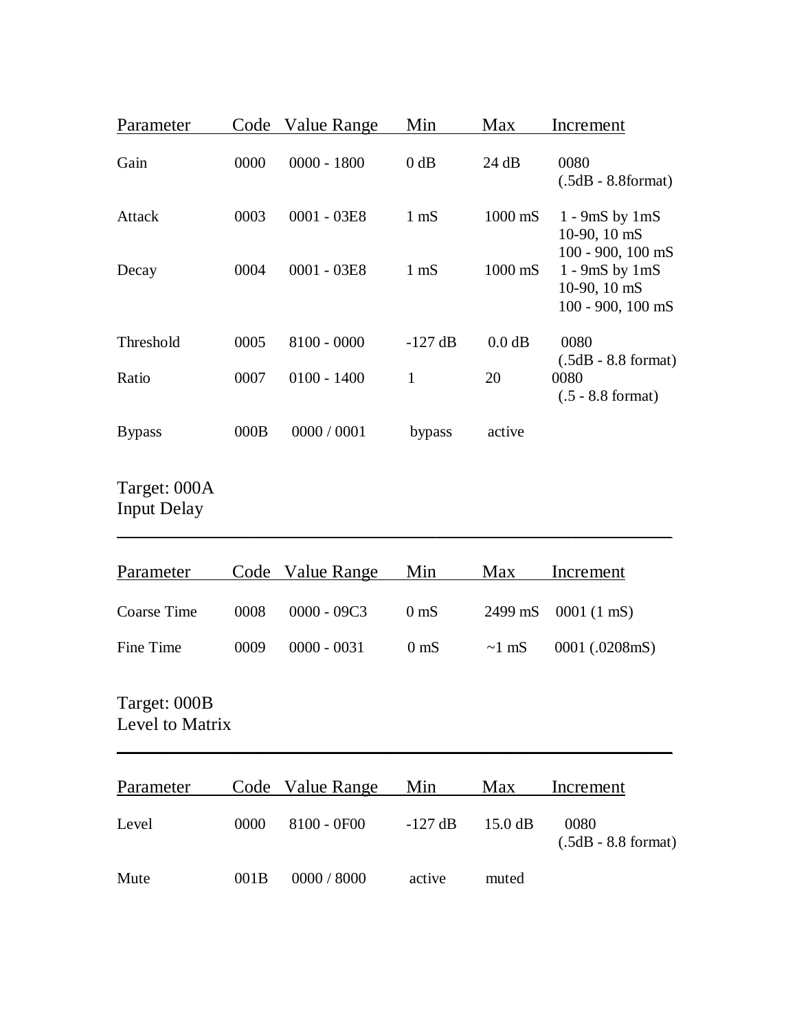| Parameter | Code | Value Range | Min | Max | Increment |
|---|---|---|---|---|---|
| Gain | 0000 | 0000 - 1800 | 0 dB | 24 dB | 0080 (.5dB - 8.8format) |
| Attack | 0003 | 0001 - 03E8 | 1 mS | 1000 mS | 1 - 9mS by 1mS<br>10-90, 10 mS<br>100 - 900, 100 mS |
| Decay | 0004 | 0001 - 03E8 | 1 mS | 1000 mS | 1 - 9mS by 1mS<br>10-90, 10 mS<br>100 - 900, 100 mS |
| Threshold | 0005 | 8100 - 0000 | -127 dB | 0.0 dB | 0080 (.5dB - 8.8 format) |
| Ratio | 0007 | 0100 - 1400 | 1 | 20 | 0080 (.5 - 8.8 format) |
| Bypass | 000B | 0000 / 0001 | bypass | active | |

## Target: 000A
## Input Delay

| Parameter | Code | Value Range | Min | Max | Increment |
|---|---|---|---|---|---|
| Coarse Time | 0008 | 0000 - 09C3 | 0 mS | 2499 mS | 0001 (1 mS) |
| Fine Time | 0009 | 0000 - 0031 | 0 mS | ~1 mS | 0001 (.0208mS) |

## Target: 000B
## Level to Matrix

| Parameter | Code | Value Range | Min | Max | Increment |
|---|---|---|---|---|---|
| Level | 0000 | 8100 - 0F00 | -127 dB | 15.0 dB | 0080 (.5dB - 8.8 format) |
| Mute | 001B | 0000 / 8000 | active | muted | |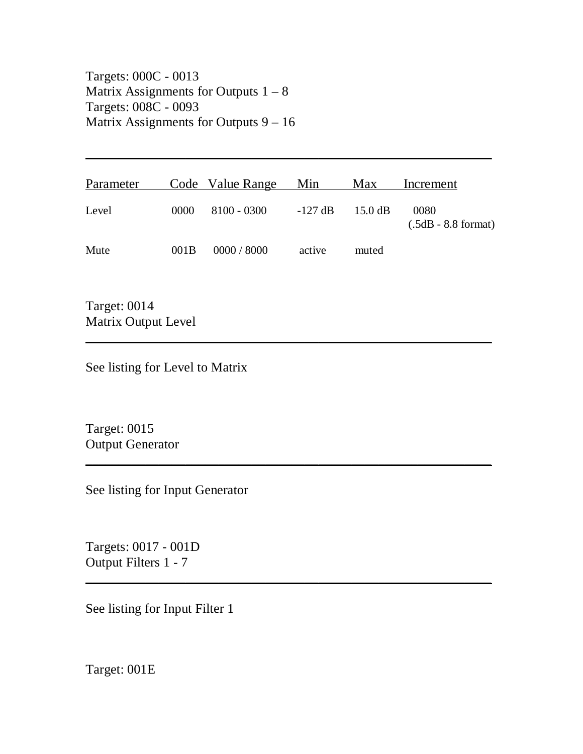Targets: 000C - 0013
Matrix Assignments for Outputs 1 – 8
Targets: 008C - 0093
Matrix Assignments for Outputs 9 – 16

---

| Parameter | Code | Value Range | Min | Max | Increment |
|---|---|---|---|---|---|
| Level | 0000 | 8100 - 0300 | -127 dB | 15.0 dB | 0080 (.5dB - 8.8 format) |
| Mute | 001B | 0000 / 8000 | active | muted | |

Target: 0014
Matrix Output Level

---

See listing for Level to Matrix

Target: 0015
Output Generator

---

See listing for Input Generator

Targets: 0017 - 001D
Output Filters 1 - 7

---

See listing for Input Filter 1

Target: 001E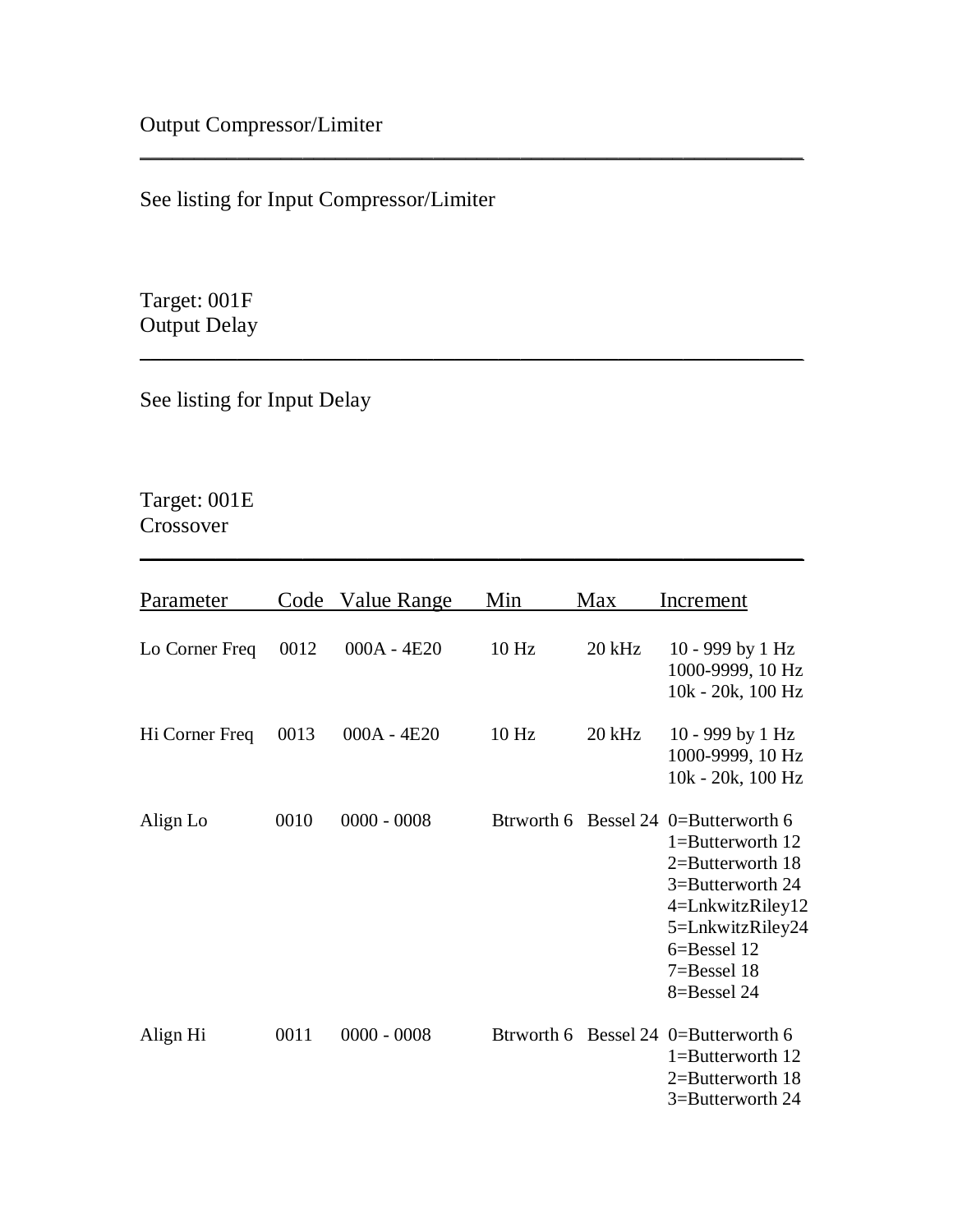Output Compressor/Limiter

---

See listing for Input Compressor/Limiter

Target: 001F
Output Delay

---

See listing for Input Delay

Target: 001E
Crossover

---

| Parameter | Code | Value Range | Min | Max | Increment |
|---|---|---|---|---|---|
| Lo Corner Freq | 0012 | 000A - 4E20 | 10 Hz | 20 kHz | 10 - 999 by 1 Hz<br>1000-9999, 10 Hz<br>10k - 20k, 100 Hz |
| Hi Corner Freq | 0013 | 000A - 4E20 | 10 Hz | 20 kHz | 10 - 999 by 1 Hz<br>1000-9999, 10 Hz<br>10k - 20k, 100 Hz |
| Align Lo | 0010 | 0000 - 0008 | Btrworth 6 | Bessel 24 | 0=Butterworth 6<br>1=Butterworth 12<br>2=Butterworth 18<br>3=Butterworth 24<br>4=LnkwitzRiley12<br>5=LnkwitzRiley24<br>6=Bessel 12<br>7=Bessel 18<br>8=Bessel 24 |
| Align Hi | 0011 | 0000 - 0008 | Btrworth 6 | Bessel 24 | 0=Butterworth 6<br>1=Butterworth 12<br>2=Butterworth 18<br>3=Butterworth 24 |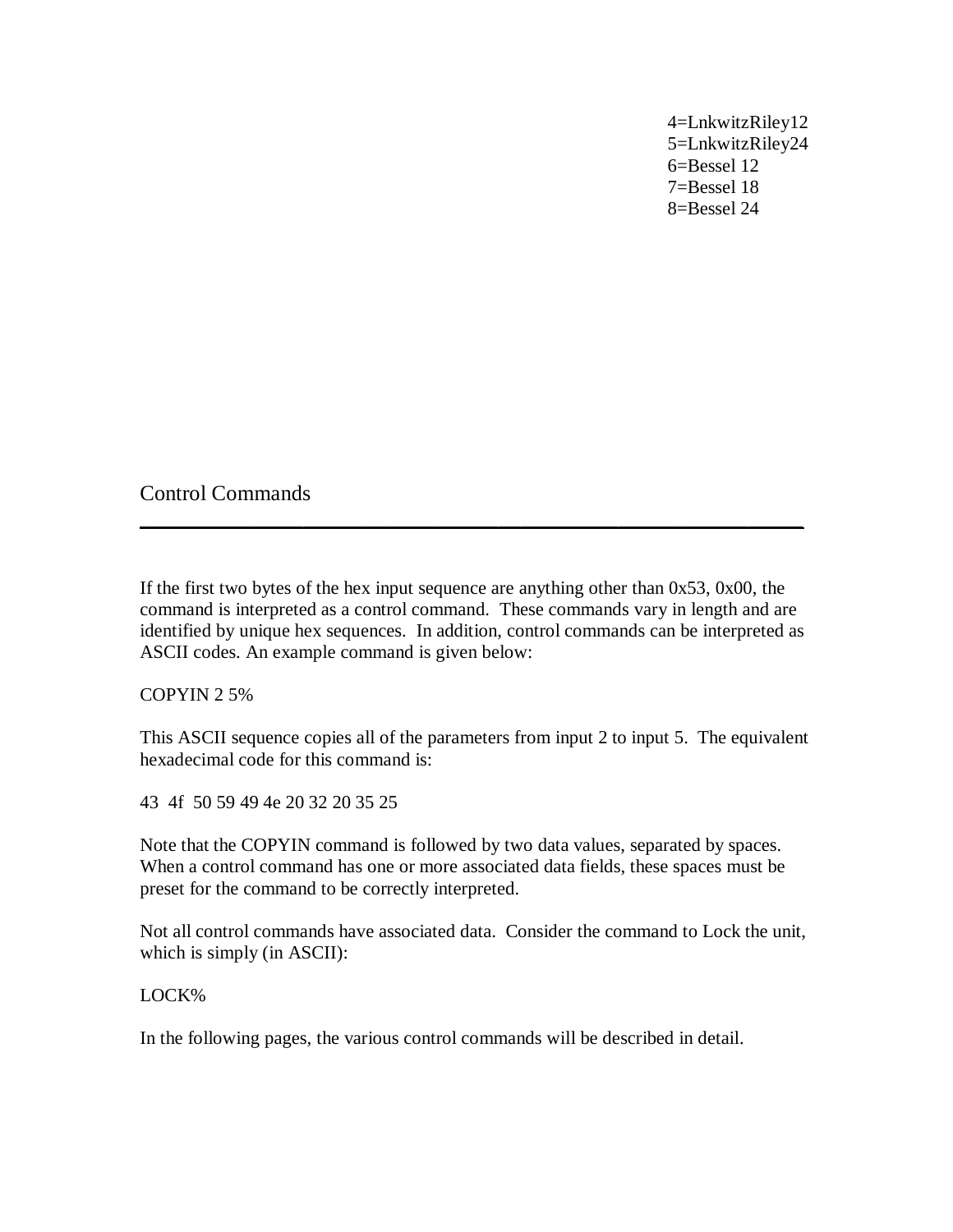4=LnkwitzRiley12
5=LnkwitzRiley24
6=Bessel 12
7=Bessel 18
8=Bessel 24

## Control Commands

---

If the first two bytes of the hex input sequence are anything other than 0x53, 0x00, the command is interpreted as a control command. These commands vary in length and are identified by unique hex sequences. In addition, control commands can be interpreted as ASCII codes. An example command is given below:

COPYIN 2 5%

This ASCII sequence copies all of the parameters from input 2 to input 5. The equivalent hexadecimal code for this command is:

43 4f 50 59 49 4e 20 32 20 35 25

Note that the COPYIN command is followed by two data values, separated by spaces. When a control command has one or more associated data fields, these spaces must be preset for the command to be correctly interpreted.

Not all control commands have associated data. Consider the command to Lock the unit, which is simply (in ASCII):

LOCK%

In the following pages, the various control commands will be described in detail.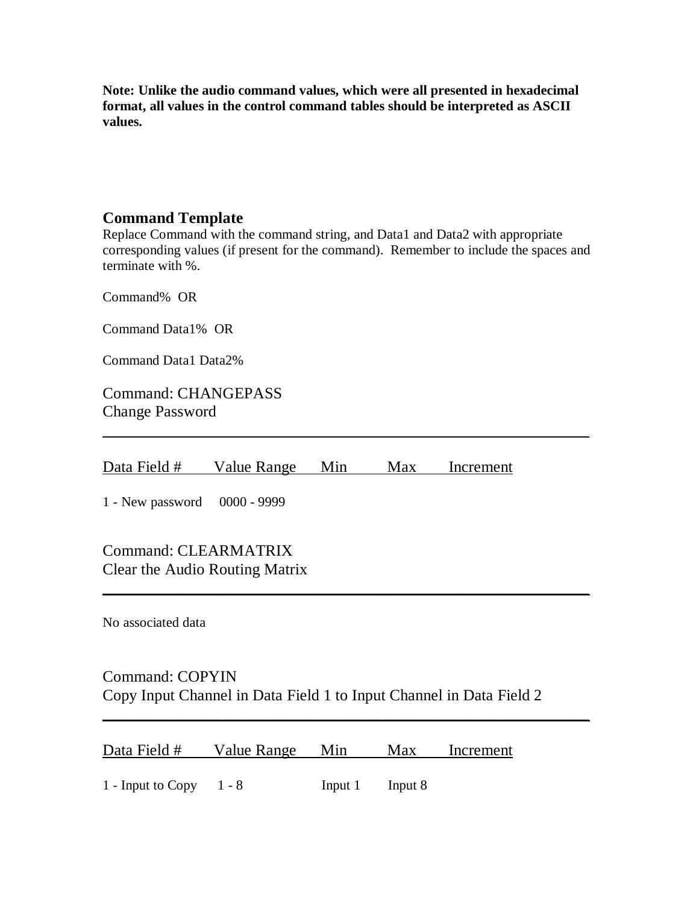**Note: Unlike the audio command values, which were all presented in hexadecimal format, all values in the control command tables should be interpreted as ASCII values.**

## Command Template

Replace Command with the command string, and Data1 and Data2 with appropriate corresponding values (if present for the command). Remember to include the spaces and terminate with %.

Command% OR

Command Data1% OR

Command Data1 Data2%

### Command: CHANGEPASS
Change Password

---

| Data Field # | Value Range | Min | Max | Increment |
|---|---|---|---|---|
| 1 - New password | 0000 - 9999 | | | |

### Command: CLEARMATRIX
Clear the Audio Routing Matrix

---

No associated data

### Command: COPYIN
Copy Input Channel in Data Field 1 to Input Channel in Data Field 2

---

| Data Field # | Value Range | Min | Max | Increment |
|---|---|---|---|---|
| 1 - Input to Copy | 1 - 8 | Input 1 | Input 8 | |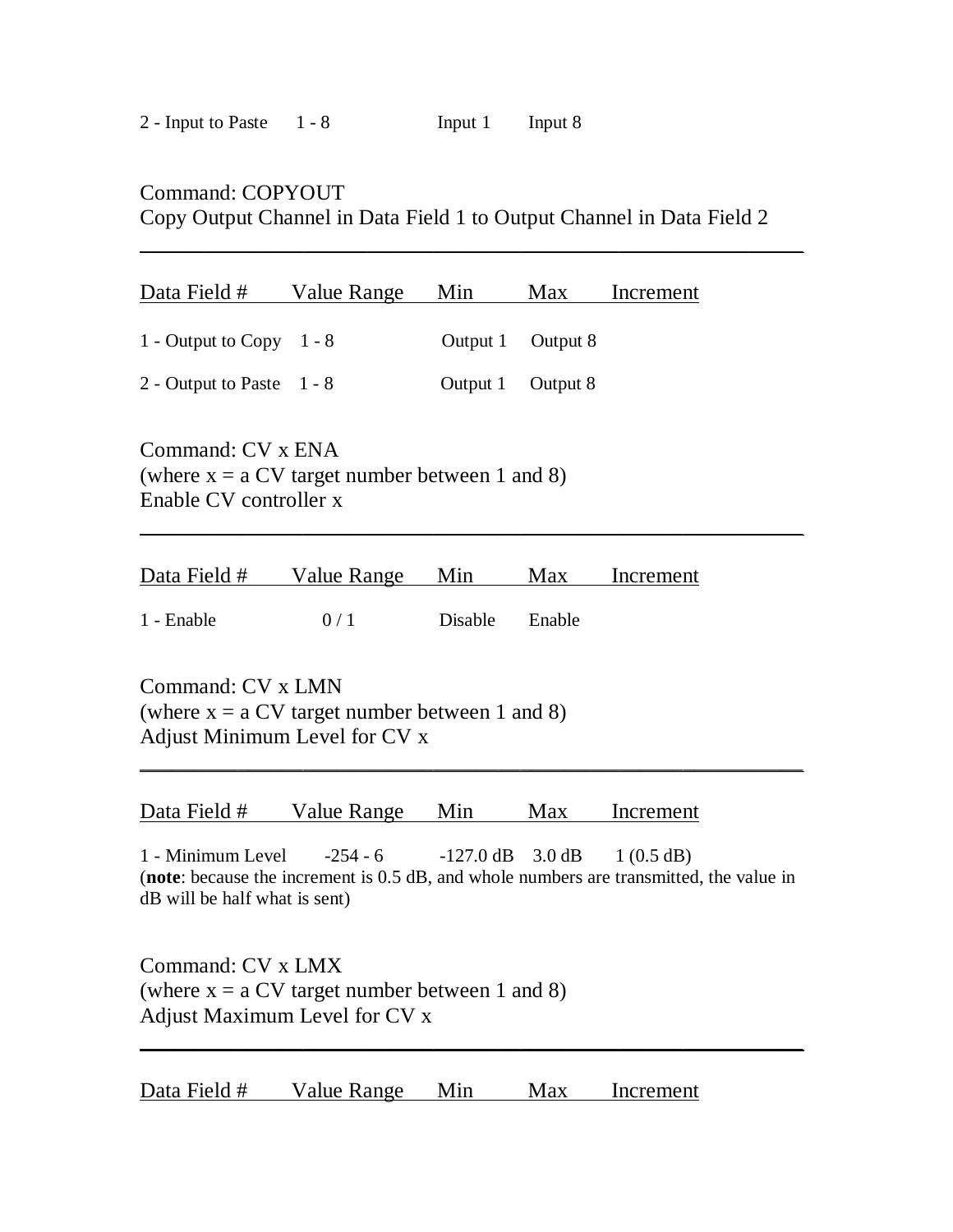| Data Field # | Value Range | Min | Max | Increment |
|---|---|---|---|---|
| 2 - Input to Paste | 1 - 8 | Input 1 | Input 8 | |

Command: COPYOUT
Copy Output Channel in Data Field 1 to Output Channel in Data Field 2

| Data Field # | Value Range | Min | Max | Increment |
|---|---|---|---|---|
| 1 - Output to Copy | 1 - 8 | Output 1 | Output 8 | |
| 2 - Output to Paste | 1 - 8 | Output 1 | Output 8 | |

Command: CV x ENA
(where x = a CV target number between 1 and 8)
Enable CV controller x

| Data Field # | Value Range | Min | Max | Increment |
|---|---|---|---|---|
| 1 - Enable | 0 / 1 | Disable | Enable | |

Command: CV x LMN
(where x = a CV target number between 1 and 8)
Adjust Minimum Level for CV x

| Data Field # | Value Range | Min | Max | Increment |
|---|---|---|---|---|
| 1 - Minimum Level | -254 - 6 | -127.0 dB | 3.0 dB | 1 (0.5 dB) |

(**note**: because the increment is 0.5 dB, and whole numbers are transmitted, the value in dB will be half what is sent)

Command: CV x LMX
(where x = a CV target number between 1 and 8)
Adjust Maximum Level for CV x

| Data Field # | Value Range | Min | Max | Increment |
|---|---|---|---|---|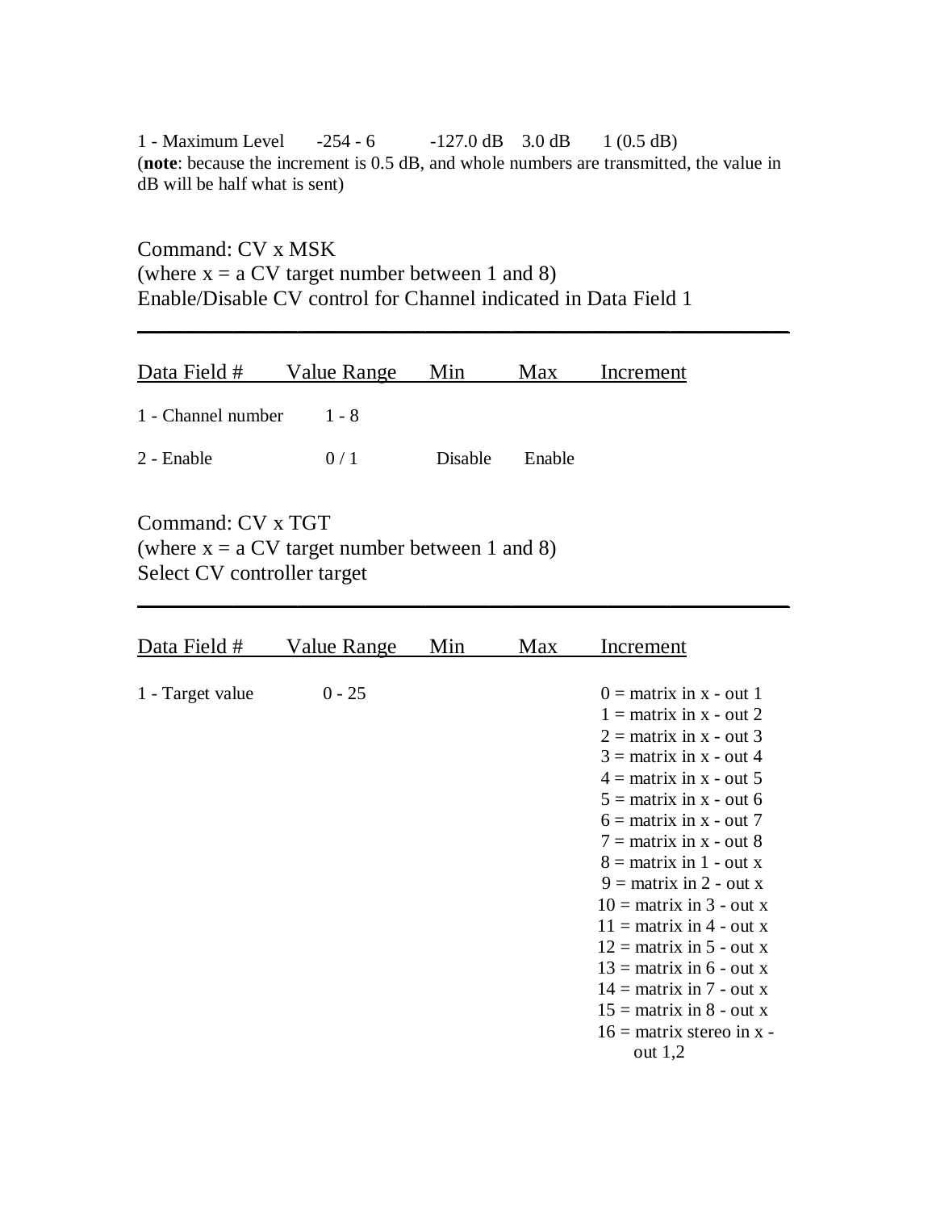| | | | | |
|---|---|---|---|---|
| 1 - Maximum Level | -254 - 6 | -127.0 dB | 3.0 dB | 1 (0.5 dB) |

(**note**: because the increment is 0.5 dB, and whole numbers are transmitted, the value in dB will be half what is sent)

Command: CV x MSK
(where x = a CV target number between 1 and 8)
Enable/Disable CV control for Channel indicated in Data Field 1

| Data Field # | Value Range | Min | Max | Increment |
|---|---|---|---|---|
| 1 - Channel number | 1 - 8 | | | |
| 2 - Enable | 0 / 1 | Disable | Enable | |

Command: CV x TGT
(where x = a CV target number between 1 and 8)
Select CV controller target

| Data Field # | Value Range | Min | Max | Increment |
|---|---|---|---|---|
| 1 - Target value | 0 - 25 | | | 0 = matrix in x - out 1<br>1 = matrix in x - out 2<br>2 = matrix in x - out 3<br>3 = matrix in x - out 4<br>4 = matrix in x - out 5<br>5 = matrix in x - out 6<br>6 = matrix in x - out 7<br>7 = matrix in x - out 8<br>8 = matrix in 1 - out x<br>9 = matrix in 2 - out x<br>10 = matrix in 3 - out x<br>11 = matrix in 4 - out x<br>12 = matrix in 5 - out x<br>13 = matrix in 6 - out x<br>14 = matrix in 7 - out x<br>15 = matrix in 8 - out x<br>16 = matrix stereo in x - out 1,2 |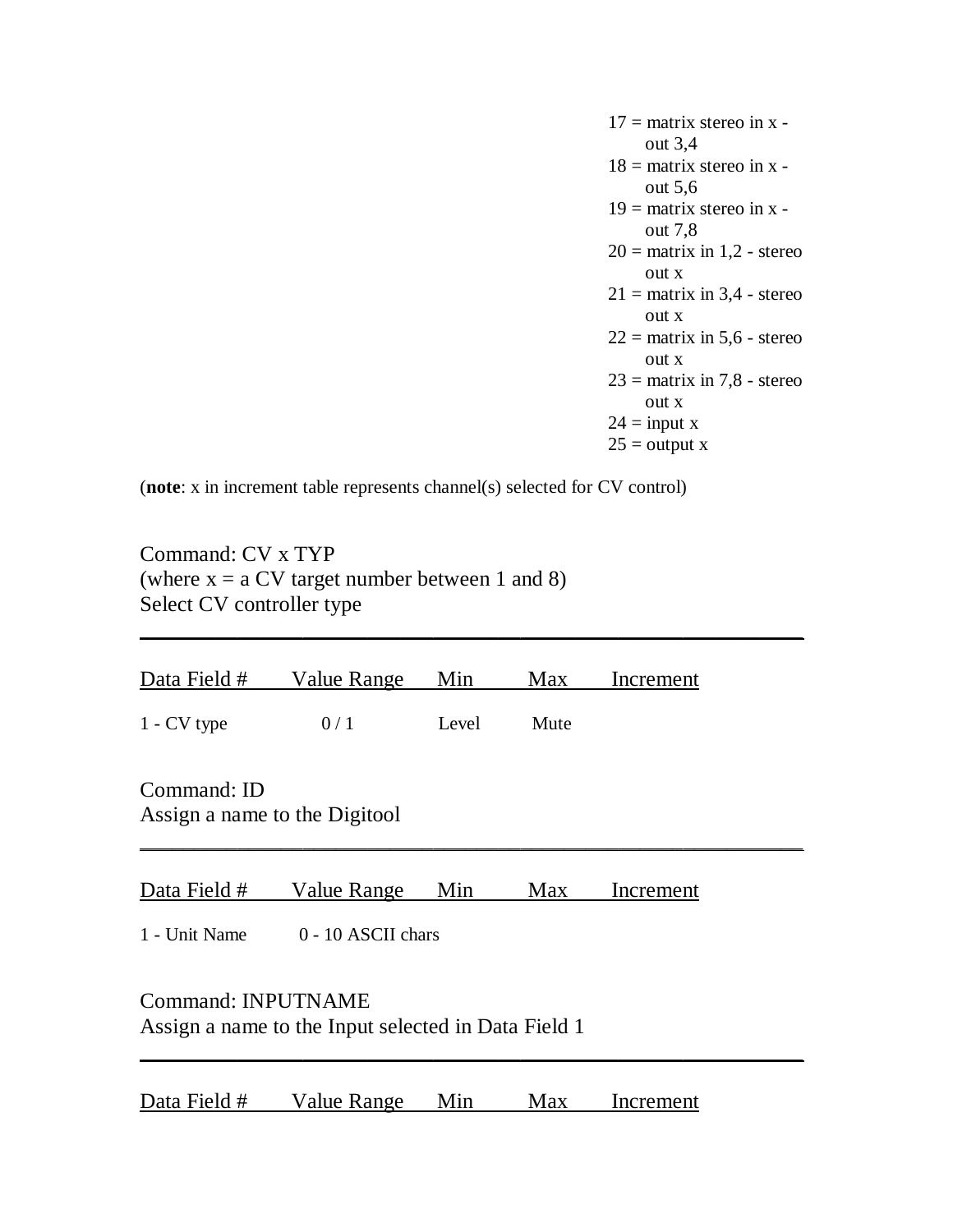17 = matrix stereo in x - out 3,4
18 = matrix stereo in x - out 5,6
19 = matrix stereo in x - out 7,8
20 = matrix in 1,2 - stereo out x
21 = matrix in 3,4 - stereo out x
22 = matrix in 5,6 - stereo out x
23 = matrix in 7,8 - stereo out x
24 = input x
25 = output x

(**note**: x in increment table represents channel(s) selected for CV control)

Command: CV x TYP
(where x = a CV target number between 1 and 8)
Select CV controller type

| Data Field # | Value Range | Min | Max | Increment |
|---|---|---|---|---|
| 1 - CV type | 0 / 1 | Level | Mute | |

Command: ID
Assign a name to the Digitool

| Data Field # | Value Range | Min | Max | Increment |
|---|---|---|---|---|
| 1 - Unit Name | 0 - 10 ASCII chars | | | |

Command: INPUTNAME
Assign a name to the Input selected in Data Field 1

| Data Field # | Value Range | Min | Max | Increment |
|---|---|---|---|---|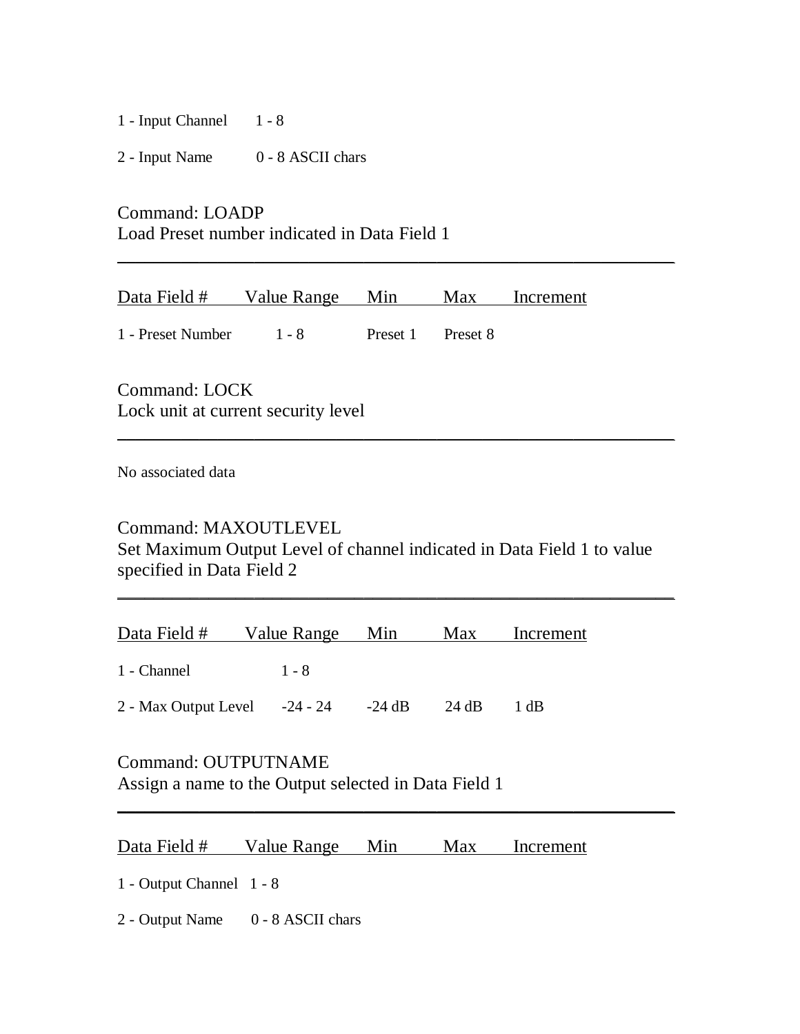| Data Field # | Value Range | Min | Max | Increment |
|---|---|---|---|---|
| 1 - Input Channel | 1 - 8 | | | |
| 2 - Input Name | 0 - 8 ASCII chars | | | |

## Command: LOADP

Load Preset number indicated in Data Field 1

| Data Field # | Value Range | Min | Max | Increment |
|---|---|---|---|---|
| 1 - Preset Number | 1 - 8 | Preset 1 | Preset 8 | |

## Command: LOCK

Lock unit at current security level

No associated data

## Command: MAXOUTLEVEL

Set Maximum Output Level of channel indicated in Data Field 1 to value specified in Data Field 2

| Data Field # | Value Range | Min | Max | Increment |
|---|---|---|---|---|
| 1 - Channel | 1 - 8 | | | |
| 2 - Max Output Level | -24 - 24 | -24 dB | 24 dB | 1 dB |

## Command: OUTPUTNAME

Assign a name to the Output selected in Data Field 1

| Data Field # | Value Range | Min | Max | Increment |
|---|---|---|---|---|
| 1 - Output Channel | 1 - 8 | | | |
| 2 - Output Name | 0 - 8 ASCII chars | | | |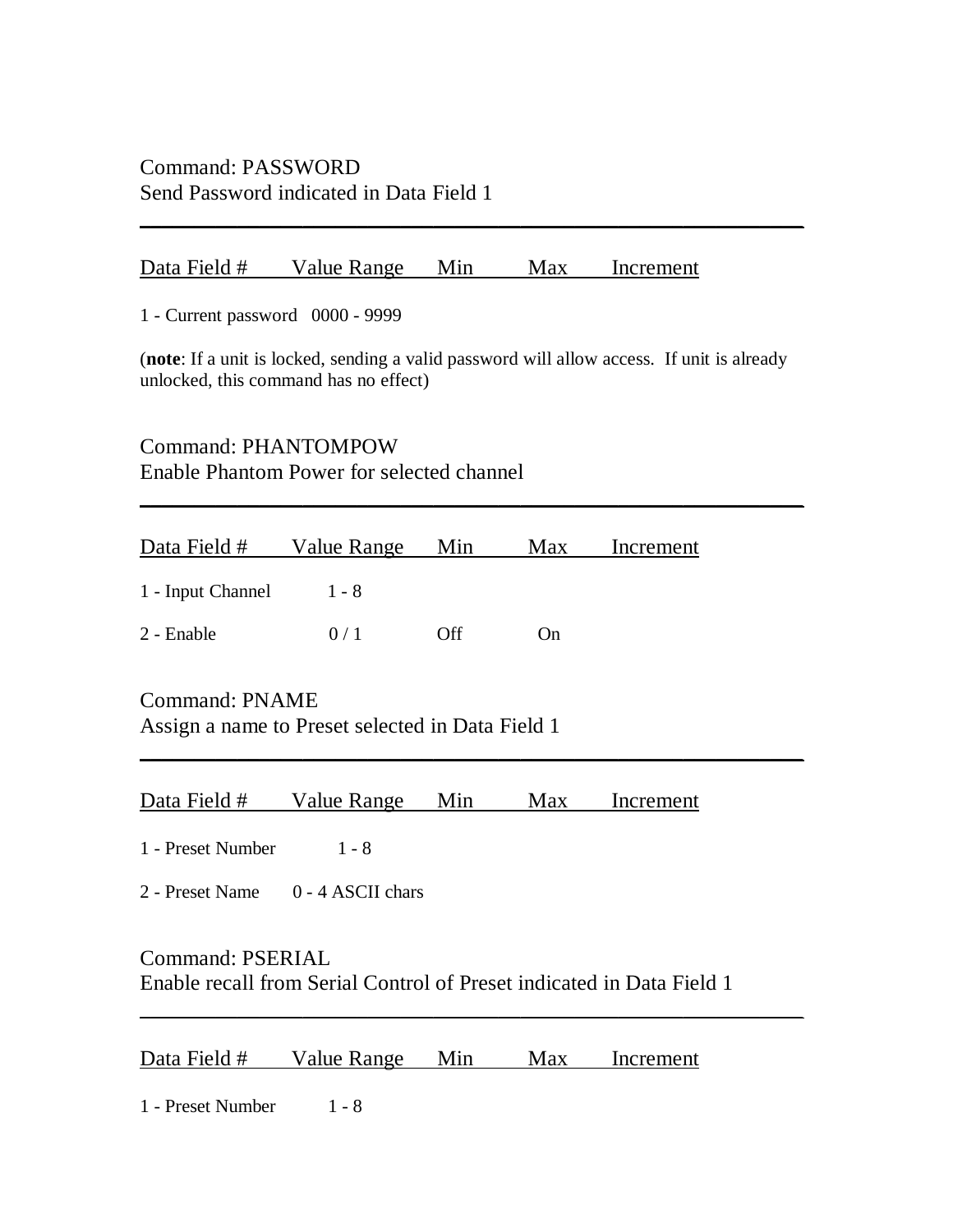Command: PASSWORD
Send Password indicated in Data Field 1

---

| Data Field # | Value Range | Min | Max | Increment |
|---|---|---|---|---|
| 1 - Current password | 0000 - 9999 | | | |

(**note**: If a unit is locked, sending a valid password will allow access. If unit is already unlocked, this command has no effect)

Command: PHANTOMPOW
Enable Phantom Power for selected channel

---

| Data Field # | Value Range | Min | Max | Increment |
|---|---|---|---|---|
| 1 - Input Channel | 1 - 8 | | | |
| 2 - Enable | 0 / 1 | Off | On | |

Command: PNAME
Assign a name to Preset selected in Data Field 1

---

| Data Field # | Value Range | Min | Max | Increment |
|---|---|---|---|---|
| 1 - Preset Number | 1 - 8 | | | |
| 2 - Preset Name | 0 - 4 ASCII chars | | | |

Command: PSERIAL
Enable recall from Serial Control of Preset indicated in Data Field 1

---

| Data Field # | Value Range | Min | Max | Increment |
|---|---|---|---|---|
| 1 - Preset Number | 1 - 8 | | | |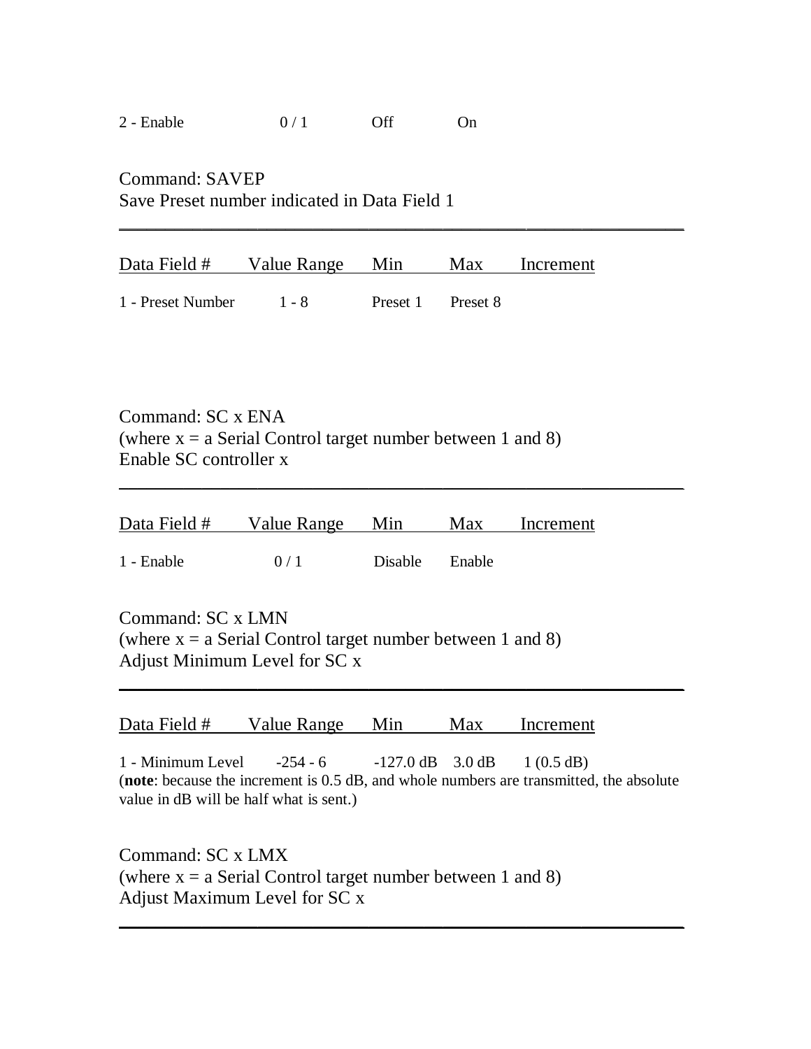| 2 - Enable | 0 / 1 | Off | On | |
|---|---|---|---|---|

Command: SAVEP
Save Preset number indicated in Data Field 1

| Data Field # | Value Range | Min | Max | Increment |
|---|---|---|---|---|
| 1 - Preset Number | 1 - 8 | Preset 1 | Preset 8 | |

Command: SC x ENA
(where x = a Serial Control target number between 1 and 8)
Enable SC controller x

| Data Field # | Value Range | Min | Max | Increment |
|---|---|---|---|---|
| 1 - Enable | 0 / 1 | Disable | Enable | |

Command: SC x LMN
(where x = a Serial Control target number between 1 and 8)
Adjust Minimum Level for SC x

| Data Field # | Value Range | Min | Max | Increment |
|---|---|---|---|---|
| 1 - Minimum Level | -254 - 6 | -127.0 dB | 3.0 dB | 1 (0.5 dB) |

(**note**: because the increment is 0.5 dB, and whole numbers are transmitted, the absolute value in dB will be half what is sent.)

Command: SC x LMX
(where x = a Serial Control target number between 1 and 8)
Adjust Maximum Level for SC x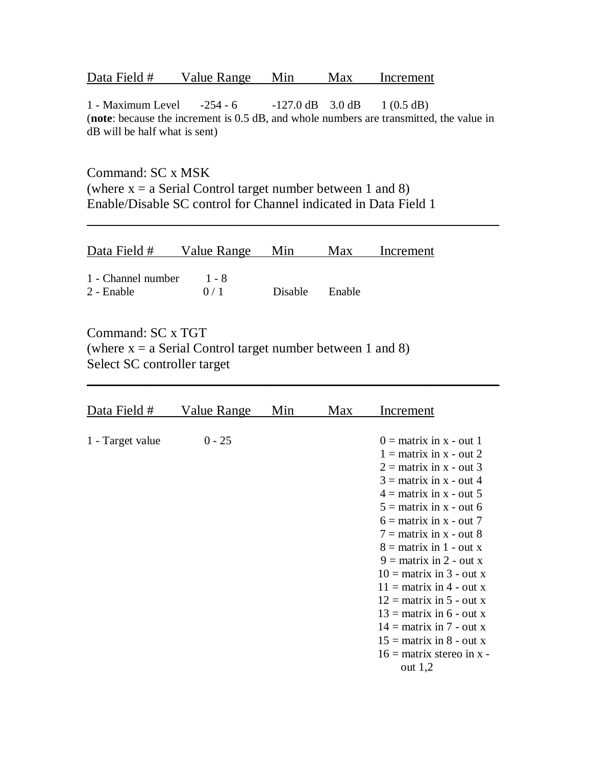| Data Field # | Value Range | Min | Max | Increment |
|---|---|---|---|---|
| 1 - Maximum Level | -254 - 6 | -127.0 dB | 3.0 dB | 1 (0.5 dB) |

(**note**: because the increment is 0.5 dB, and whole numbers are transmitted, the value in dB will be half what is sent)

Command: SC x MSK
(where x = a Serial Control target number between 1 and 8)
Enable/Disable SC control for Channel indicated in Data Field 1

---

| Data Field # | Value Range | Min | Max | Increment |
|---|---|---|---|---|
| 1 - Channel number | 1 - 8 | | | |
| 2 - Enable | 0 / 1 | Disable | Enable | |

Command: SC x TGT
(where x = a Serial Control target number between 1 and 8)
Select SC controller target

---

| Data Field # | Value Range | Min | Max | Increment |
|---|---|---|---|---|
| 1 - Target value | 0 - 25 | | | 0 = matrix in x - out 1<br>1 = matrix in x - out 2<br>2 = matrix in x - out 3<br>3 = matrix in x - out 4<br>4 = matrix in x - out 5<br>5 = matrix in x - out 6<br>6 = matrix in x - out 7<br>7 = matrix in x - out 8<br>8 = matrix in 1 - out x<br>9 = matrix in 2 - out x<br>10 = matrix in 3 - out x<br>11 = matrix in 4 - out x<br>12 = matrix in 5 - out x<br>13 = matrix in 6 - out x<br>14 = matrix in 7 - out x<br>15 = matrix in 8 - out x<br>16 = matrix stereo in x - out 1,2 |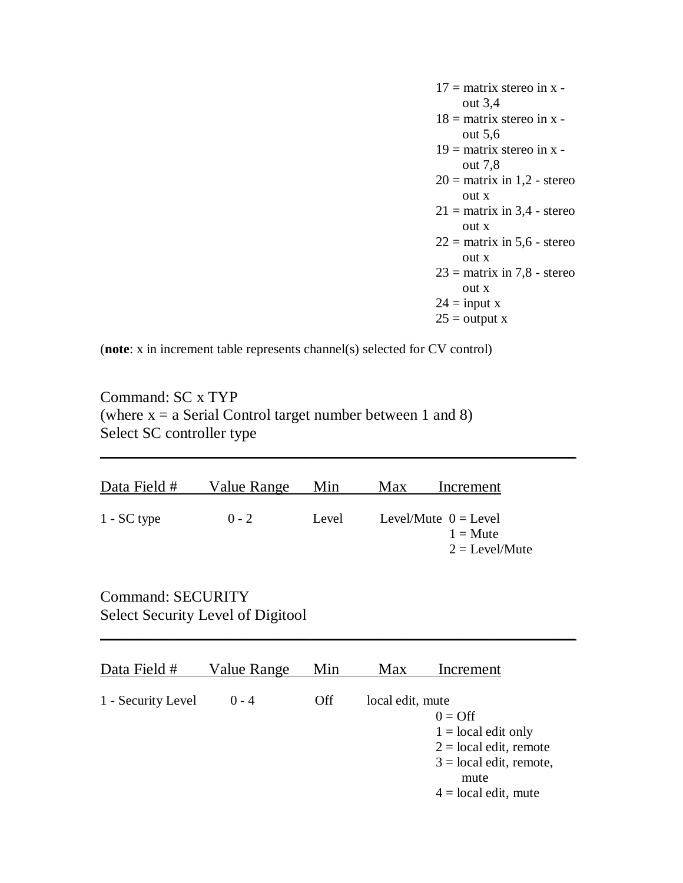17 = matrix stereo in x - out 3,4
18 = matrix stereo in x - out 5,6
19 = matrix stereo in x - out 7,8
20 = matrix in 1,2 - stereo out x
21 = matrix in 3,4 - stereo out x
22 = matrix in 5,6 - stereo out x
23 = matrix in 7,8 - stereo out x
24 = input x
25 = output x

(**note**: x in increment table represents channel(s) selected for CV control)

## Command: SC x TYP
(where x = a Serial Control target number between 1 and 8)
Select SC controller type

| Data Field # | Value Range | Min | Max | Increment |
|---|---|---|---|---|
| 1 - SC type | 0 - 2 | Level | Level/Mute | 0 = Level<br>1 = Mute<br>2 = Level/Mute |

## Command: SECURITY
Select Security Level of Digitool

| Data Field # | Value Range | Min | Max | Increment |
|---|---|---|---|---|
| 1 - Security Level | 0 - 4 | Off | local edit, mute | 0 = Off<br>1 = local edit only<br>2 = local edit, remote<br>3 = local edit, remote, mute<br>4 = local edit, mute |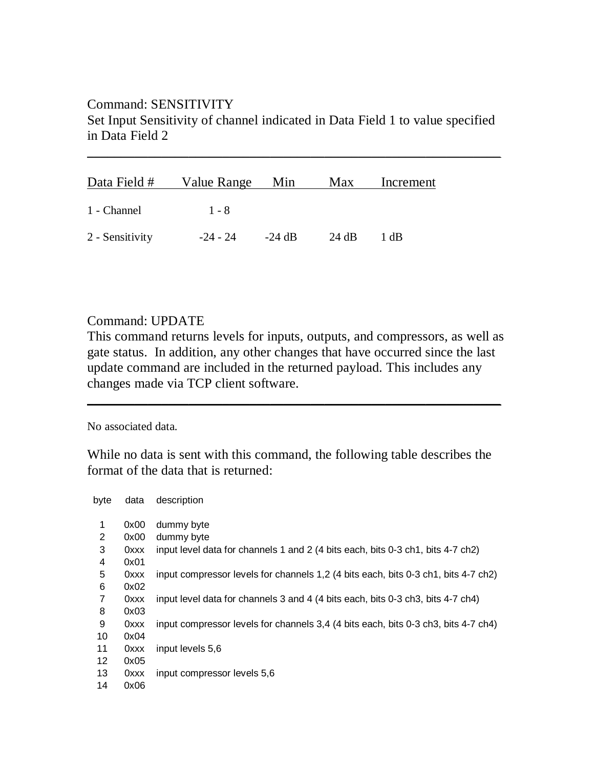Command: SENSITIVITY

Set Input Sensitivity of channel indicated in Data Field 1 to value specified in Data Field 2

---

| Data Field # | Value Range | Min | Max | Increment |
|---|---|---|---|---|
| 1 - Channel | 1 - 8 | | | |
| 2 - Sensitivity | -24 - 24 | -24 dB | 24 dB | 1 dB |

Command: UPDATE

This command returns levels for inputs, outputs, and compressors, as well as gate status. In addition, any other changes that have occurred since the last update command are included in the returned payload. This includes any changes made via TCP client software.

---

No associated data.

While no data is sent with this command, the following table describes the format of the data that is returned:

| byte | data | description |
|---|---|---|
| 1 | 0x00 | dummy byte |
| 2 | 0x00 | dummy byte |
| 3 | 0xxx | input level data for channels 1 and 2 (4 bits each, bits 0-3 ch1, bits 4-7 ch2) |
| 4 | 0x01 | |
| 5 | 0xxx | input compressor levels for channels 1,2 (4 bits each, bits 0-3 ch1, bits 4-7 ch2) |
| 6 | 0x02 | |
| 7 | 0xxx | input level data for channels 3 and 4 (4 bits each, bits 0-3 ch3, bits 4-7 ch4) |
| 8 | 0x03 | |
| 9 | 0xxx | input compressor levels for channels 3,4 (4 bits each, bits 0-3 ch3, bits 4-7 ch4) |
| 10 | 0x04 | |
| 11 | 0xxx | input levels 5,6 |
| 12 | 0x05 | |
| 13 | 0xxx | input compressor levels 5,6 |
| 14 | 0x06 | |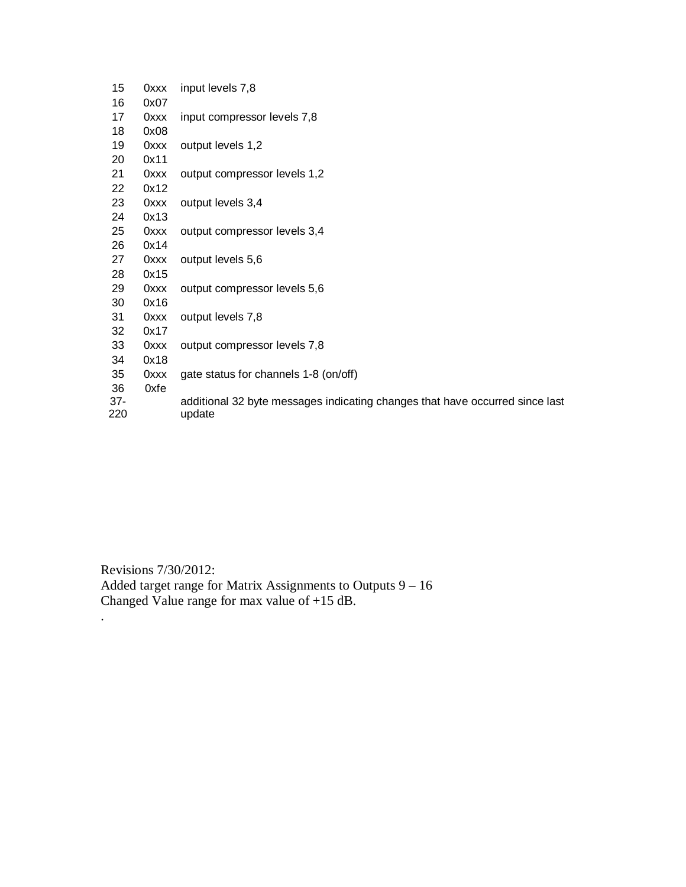| | | |
|---|---|---|
| 15 | 0xxx | input levels 7,8 |
| 16 | 0x07 | |
| 17 | 0xxx | input compressor levels 7,8 |
| 18 | 0x08 | |
| 19 | 0xxx | output levels 1,2 |
| 20 | 0x11 | |
| 21 | 0xxx | output compressor levels 1,2 |
| 22 | 0x12 | |
| 23 | 0xxx | output levels 3,4 |
| 24 | 0x13 | |
| 25 | 0xxx | output compressor levels 3,4 |
| 26 | 0x14 | |
| 27 | 0xxx | output levels 5,6 |
| 28 | 0x15 | |
| 29 | 0xxx | output compressor levels 5,6 |
| 30 | 0x16 | |
| 31 | 0xxx | output levels 7,8 |
| 32 | 0x17 | |
| 33 | 0xxx | output compressor levels 7,8 |
| 34 | 0x18 | |
| 35 | 0xxx | gate status for channels 1-8 (on/off) |
| 36 | 0xfe | |
| 37-220 | | additional 32 byte messages indicating changes that have occurred since last update |

Revisions 7/30/2012:
Added target range for Matrix Assignments to Outputs 9 – 16
Changed Value range for max value of +15 dB.
.